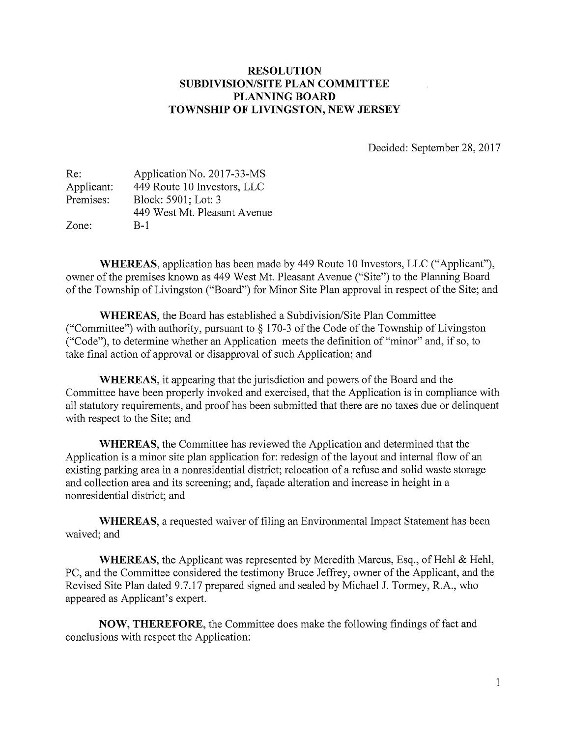# RESOLUTION
# SUBDIVISION/SITE PLAN COMMITTEE
# PLANNING BOARD
# TOWNSHIP OF LIVINGSTON, NEW JERSEY

Decided: September 28, 2017

| | |
|---|---|
| Re: | Application No. 2017-33-MS |
| Applicant: | 449 Route 10 Investors, LLC |
| Premises: | Block: 5901; Lot: 3 |
| | 449 West Mt. Pleasant Avenue |
| Zone: | B-1 |

**WHEREAS**, application has been made by 449 Route 10 Investors, LLC ("Applicant"), owner of the premises known as 449 West Mt. Pleasant Avenue ("Site") to the Planning Board of the Township of Livingston ("Board") for Minor Site Plan approval in respect of the Site; and

**WHEREAS**, the Board has established a Subdivision/Site Plan Committee ("Committee") with authority, pursuant to § 170-3 of the Code of the Township of Livingston ("Code"), to determine whether an Application meets the definition of "minor" and, if so, to take final action of approval or disapproval of such Application; and

**WHEREAS**, it appearing that the jurisdiction and powers of the Board and the Committee have been properly invoked and exercised, that the Application is in compliance with all statutory requirements, and proof has been submitted that there are no taxes due or delinquent with respect to the Site; and

**WHEREAS**, the Committee has reviewed the Application and determined that the Application is a minor site plan application for: redesign of the layout and internal flow of an existing parking area in a nonresidential district; relocation of a refuse and solid waste storage and collection area and its screening; and, façade alteration and increase in height in a nonresidential district; and

**WHEREAS**, a requested waiver of filing an Environmental Impact Statement has been waived; and

**WHEREAS**, the Applicant was represented by Meredith Marcus, Esq., of Hehl & Hehl, PC, and the Committee considered the testimony Bruce Jeffrey, owner of the Applicant, and the Revised Site Plan dated 9.7.17 prepared signed and sealed by Michael J. Tormey, R.A., who appeared as Applicant's expert.

**NOW, THEREFORE**, the Committee does make the following findings of fact and conclusions with respect the Application: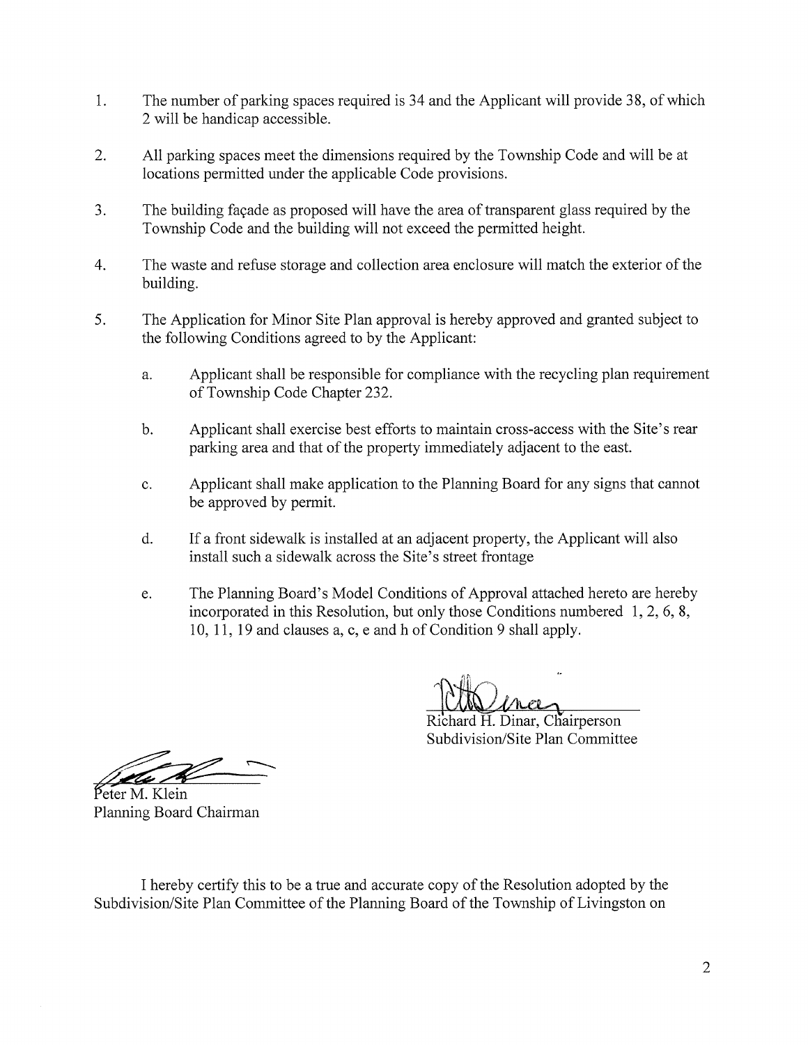1. The number of parking spaces required is 34 and the Applicant will provide 38, of which 2 will be handicap accessible.

2. All parking spaces meet the dimensions required by the Township Code and will be at locations permitted under the applicable Code provisions.

3. The building façade as proposed will have the area of transparent glass required by the Township Code and the building will not exceed the permitted height.

4. The waste and refuse storage and collection area enclosure will match the exterior of the building.

5. The Application for Minor Site Plan approval is hereby approved and granted subject to the following Conditions agreed to by the Applicant:

    a. Applicant shall be responsible for compliance with the recycling plan requirement of Township Code Chapter 232.

    b. Applicant shall exercise best efforts to maintain cross-access with the Site's rear parking area and that of the property immediately adjacent to the east.

    c. Applicant shall make application to the Planning Board for any signs that cannot be approved by permit.

    d. If a front sidewalk is installed at an adjacent property, the Applicant will also install such a sidewalk across the Site's street frontage

    e. The Planning Board's Model Conditions of Approval attached hereto are hereby incorporated in this Resolution, but only those Conditions numbered 1, 2, 6, 8, 10, 11, 19 and clauses a, c, e and h of Condition 9 shall apply.

Richard H. Dinar, Chairperson
Subdivision/Site Plan Committee

Peter M. Klein
Planning Board Chairman

I hereby certify this to be a true and accurate copy of the Resolution adopted by the Subdivision/Site Plan Committee of the Planning Board of the Township of Livingston on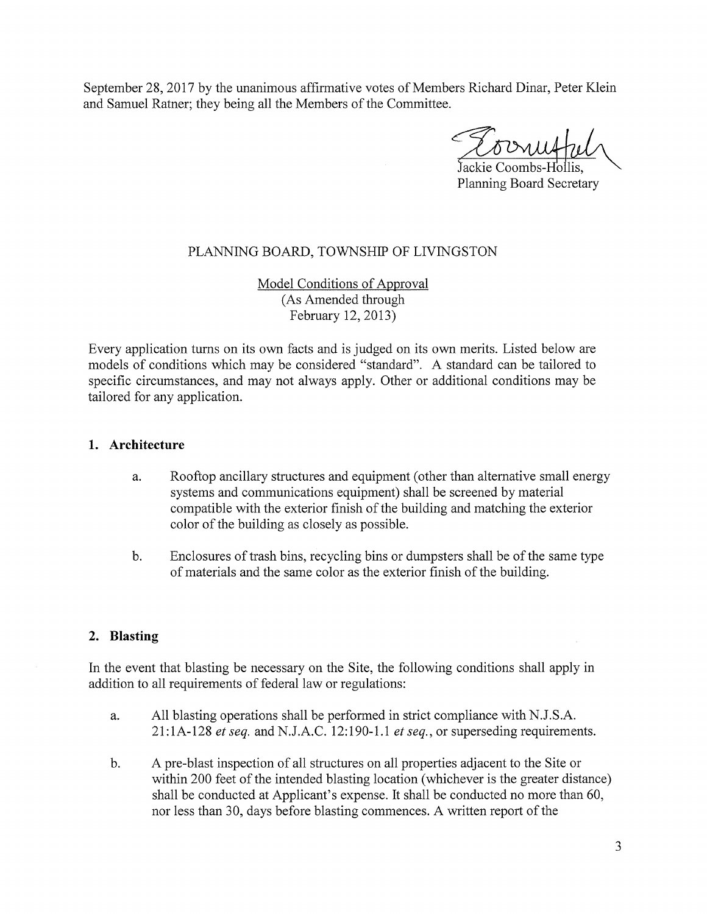September 28, 2017 by the unanimous affirmative votes of Members Richard Dinar, Peter Klein and Samuel Ratner; they being all the Members of the Committee.

Jackie Coombs-Hollis,
Planning Board Secretary

PLANNING BOARD, TOWNSHIP OF LIVINGSTON

Model Conditions of Approval
(As Amended through
February 12, 2013)

Every application turns on its own facts and is judged on its own merits. Listed below are models of conditions which may be considered "standard". A standard can be tailored to specific circumstances, and may not always apply. Other or additional conditions may be tailored for any application.

## 1. Architecture

a. Rooftop ancillary structures and equipment (other than alternative small energy systems and communications equipment) shall be screened by material compatible with the exterior finish of the building and matching the exterior color of the building as closely as possible.

b. Enclosures of trash bins, recycling bins or dumpsters shall be of the same type of materials and the same color as the exterior finish of the building.

## 2. Blasting

In the event that blasting be necessary on the Site, the following conditions shall apply in addition to all requirements of federal law or regulations:

a. All blasting operations shall be performed in strict compliance with N.J.S.A. 21:1A-128 *et seq.* and N.J.A.C. 12:190-1.1 *et seq.*, or superseding requirements.

b. A pre-blast inspection of all structures on all properties adjacent to the Site or within 200 feet of the intended blasting location (whichever is the greater distance) shall be conducted at Applicant's expense. It shall be conducted no more than 60, nor less than 30, days before blasting commences. A written report of the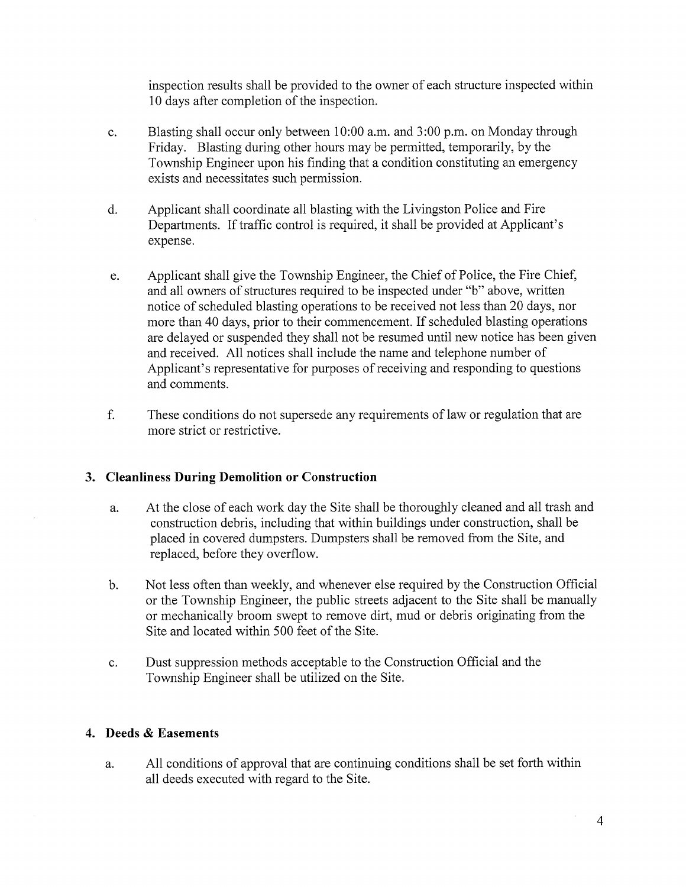inspection results shall be provided to the owner of each structure inspected within 10 days after completion of the inspection.

c. Blasting shall occur only between 10:00 a.m. and 3:00 p.m. on Monday through Friday. Blasting during other hours may be permitted, temporarily, by the Township Engineer upon his finding that a condition constituting an emergency exists and necessitates such permission.

d. Applicant shall coordinate all blasting with the Livingston Police and Fire Departments. If traffic control is required, it shall be provided at Applicant's expense.

e. Applicant shall give the Township Engineer, the Chief of Police, the Fire Chief, and all owners of structures required to be inspected under "b" above, written notice of scheduled blasting operations to be received not less than 20 days, nor more than 40 days, prior to their commencement. If scheduled blasting operations are delayed or suspended they shall not be resumed until new notice has been given and received. All notices shall include the name and telephone number of Applicant's representative for purposes of receiving and responding to questions and comments.

f. These conditions do not supersede any requirements of law or regulation that are more strict or restrictive.

### 3. Cleanliness During Demolition or Construction

a. At the close of each work day the Site shall be thoroughly cleaned and all trash and construction debris, including that within buildings under construction, shall be placed in covered dumpsters. Dumpsters shall be removed from the Site, and replaced, before they overflow.

b. Not less often than weekly, and whenever else required by the Construction Official or the Township Engineer, the public streets adjacent to the Site shall be manually or mechanically broom swept to remove dirt, mud or debris originating from the Site and located within 500 feet of the Site.

c. Dust suppression methods acceptable to the Construction Official and the Township Engineer shall be utilized on the Site.

### 4. Deeds & Easements

a. All conditions of approval that are continuing conditions shall be set forth within all deeds executed with regard to the Site.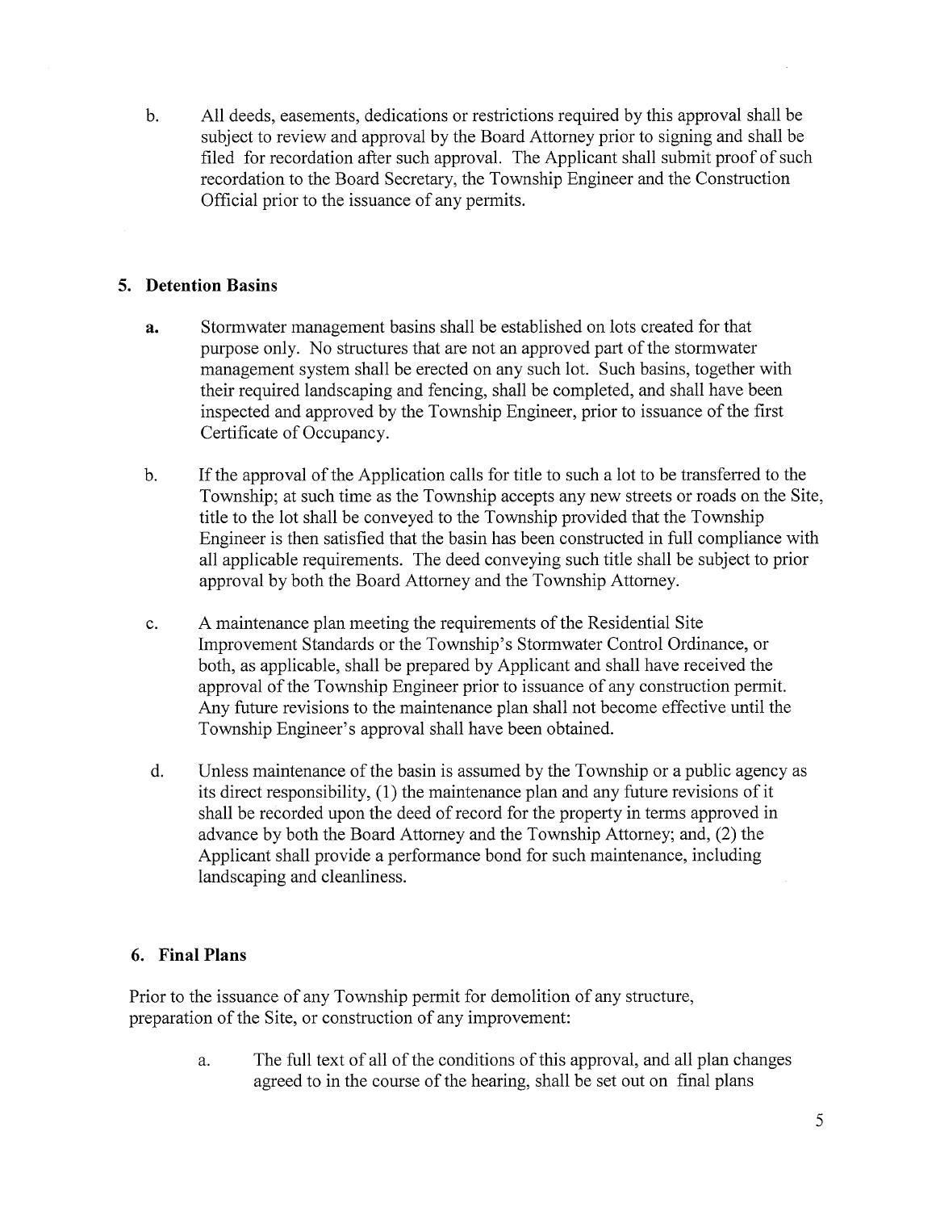b. All deeds, easements, dedications or restrictions required by this approval shall be subject to review and approval by the Board Attorney prior to signing and shall be filed for recordation after such approval. The Applicant shall submit proof of such recordation to the Board Secretary, the Township Engineer and the Construction Official prior to the issuance of any permits.

## 5. Detention Basins

**a.** Stormwater management basins shall be established on lots created for that purpose only. No structures that are not an approved part of the stormwater management system shall be erected on any such lot. Such basins, together with their required landscaping and fencing, shall be completed, and shall have been inspected and approved by the Township Engineer, prior to issuance of the first Certificate of Occupancy.

b. If the approval of the Application calls for title to such a lot to be transferred to the Township; at such time as the Township accepts any new streets or roads on the Site, title to the lot shall be conveyed to the Township provided that the Township Engineer is then satisfied that the basin has been constructed in full compliance with all applicable requirements. The deed conveying such title shall be subject to prior approval by both the Board Attorney and the Township Attorney.

c. A maintenance plan meeting the requirements of the Residential Site Improvement Standards or the Township's Stormwater Control Ordinance, or both, as applicable, shall be prepared by Applicant and shall have received the approval of the Township Engineer prior to issuance of any construction permit. Any future revisions to the maintenance plan shall not become effective until the Township Engineer's approval shall have been obtained.

d. Unless maintenance of the basin is assumed by the Township or a public agency as its direct responsibility, (1) the maintenance plan and any future revisions of it shall be recorded upon the deed of record for the property in terms approved in advance by both the Board Attorney and the Township Attorney; and, (2) the Applicant shall provide a performance bond for such maintenance, including landscaping and cleanliness.

## 6. Final Plans

Prior to the issuance of any Township permit for demolition of any structure, preparation of the Site, or construction of any improvement:

a. The full text of all of the conditions of this approval, and all plan changes agreed to in the course of the hearing, shall be set out on final plans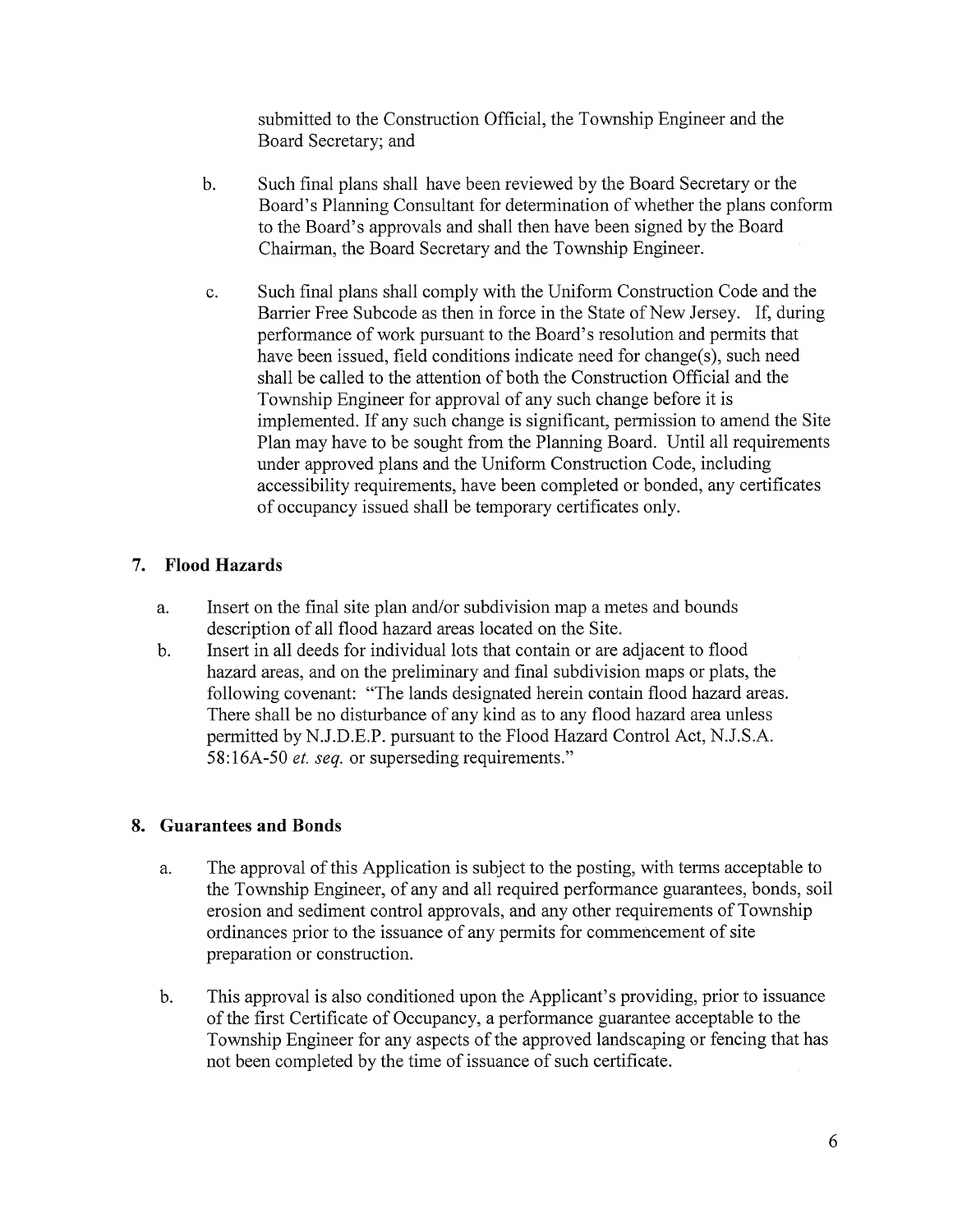submitted to the Construction Official, the Township Engineer and the Board Secretary; and

b. Such final plans shall have been reviewed by the Board Secretary or the Board's Planning Consultant for determination of whether the plans conform to the Board's approvals and shall then have been signed by the Board Chairman, the Board Secretary and the Township Engineer.

c. Such final plans shall comply with the Uniform Construction Code and the Barrier Free Subcode as then in force in the State of New Jersey. If, during performance of work pursuant to the Board's resolution and permits that have been issued, field conditions indicate need for change(s), such need shall be called to the attention of both the Construction Official and the Township Engineer for approval of any such change before it is implemented. If any such change is significant, permission to amend the Site Plan may have to be sought from the Planning Board. Until all requirements under approved plans and the Uniform Construction Code, including accessibility requirements, have been completed or bonded, any certificates of occupancy issued shall be temporary certificates only.

## 7. Flood Hazards

a. Insert on the final site plan and/or subdivision map a metes and bounds description of all flood hazard areas located on the Site.

b. Insert in all deeds for individual lots that contain or are adjacent to flood hazard areas, and on the preliminary and final subdivision maps or plats, the following covenant: "The lands designated herein contain flood hazard areas. There shall be no disturbance of any kind as to any flood hazard area unless permitted by N.J.D.E.P. pursuant to the Flood Hazard Control Act, N.J.S.A. 58:16A-50 *et. seq.* or superseding requirements."

## 8. Guarantees and Bonds

a. The approval of this Application is subject to the posting, with terms acceptable to the Township Engineer, of any and all required performance guarantees, bonds, soil erosion and sediment control approvals, and any other requirements of Township ordinances prior to the issuance of any permits for commencement of site preparation or construction.

b. This approval is also conditioned upon the Applicant's providing, prior to issuance of the first Certificate of Occupancy, a performance guarantee acceptable to the Township Engineer for any aspects of the approved landscaping or fencing that has not been completed by the time of issuance of such certificate.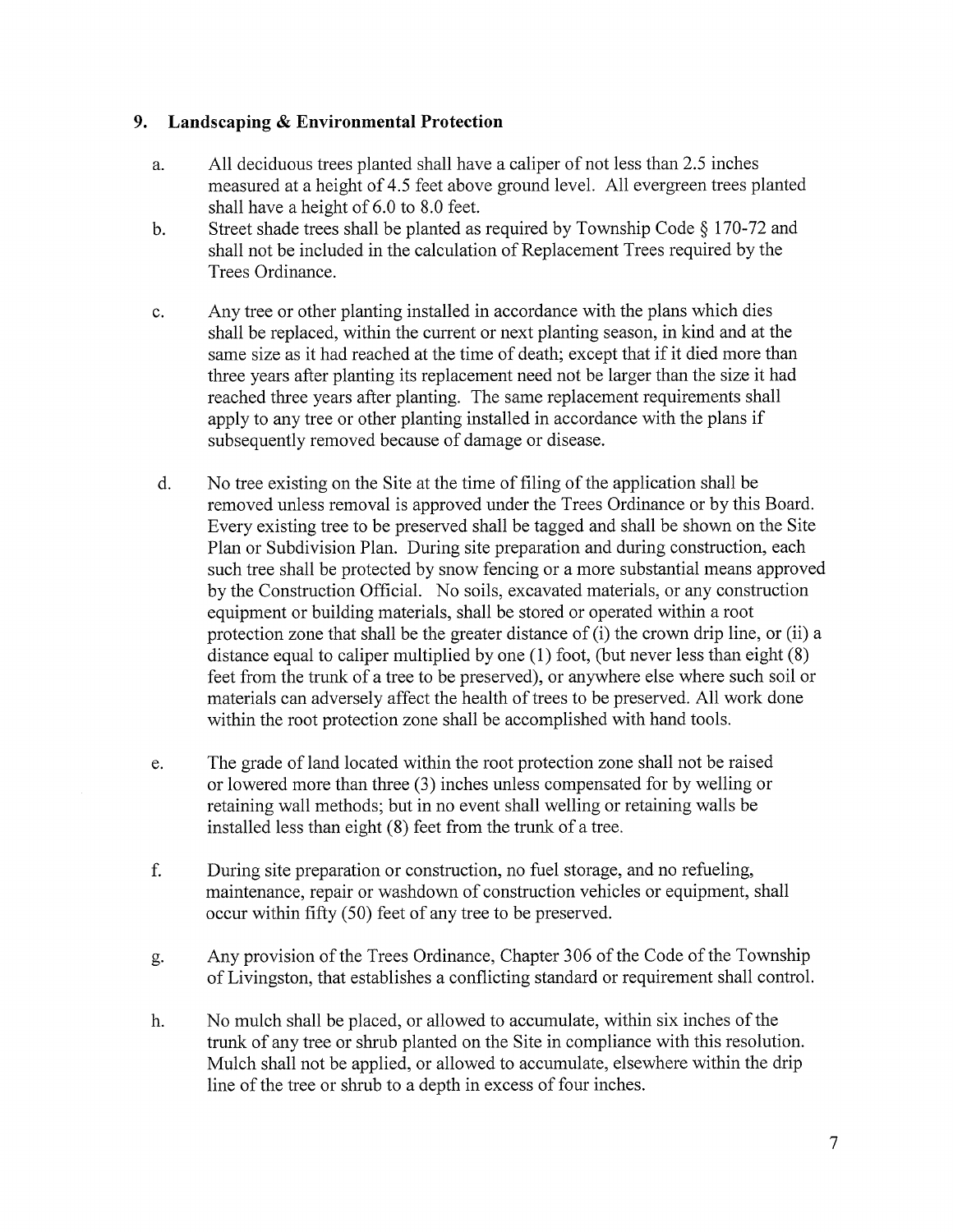## 9. Landscaping & Environmental Protection

a. All deciduous trees planted shall have a caliper of not less than 2.5 inches measured at a height of 4.5 feet above ground level. All evergreen trees planted shall have a height of 6.0 to 8.0 feet.

b. Street shade trees shall be planted as required by Township Code § 170-72 and shall not be included in the calculation of Replacement Trees required by the Trees Ordinance.

c. Any tree or other planting installed in accordance with the plans which dies shall be replaced, within the current or next planting season, in kind and at the same size as it had reached at the time of death; except that if it died more than three years after planting its replacement need not be larger than the size it had reached three years after planting. The same replacement requirements shall apply to any tree or other planting installed in accordance with the plans if subsequently removed because of damage or disease.

d. No tree existing on the Site at the time of filing of the application shall be removed unless removal is approved under the Trees Ordinance or by this Board. Every existing tree to be preserved shall be tagged and shall be shown on the Site Plan or Subdivision Plan. During site preparation and during construction, each such tree shall be protected by snow fencing or a more substantial means approved by the Construction Official. No soils, excavated materials, or any construction equipment or building materials, shall be stored or operated within a root protection zone that shall be the greater distance of (i) the crown drip line, or (ii) a distance equal to caliper multiplied by one (1) foot, (but never less than eight (8) feet from the trunk of a tree to be preserved), or anywhere else where such soil or materials can adversely affect the health of trees to be preserved. All work done within the root protection zone shall be accomplished with hand tools.

e. The grade of land located within the root protection zone shall not be raised or lowered more than three (3) inches unless compensated for by welling or retaining wall methods; but in no event shall welling or retaining walls be installed less than eight (8) feet from the trunk of a tree.

f. During site preparation or construction, no fuel storage, and no refueling, maintenance, repair or washdown of construction vehicles or equipment, shall occur within fifty (50) feet of any tree to be preserved.

g. Any provision of the Trees Ordinance, Chapter 306 of the Code of the Township of Livingston, that establishes a conflicting standard or requirement shall control.

h. No mulch shall be placed, or allowed to accumulate, within six inches of the trunk of any tree or shrub planted on the Site in compliance with this resolution. Mulch shall not be applied, or allowed to accumulate, elsewhere within the drip line of the tree or shrub to a depth in excess of four inches.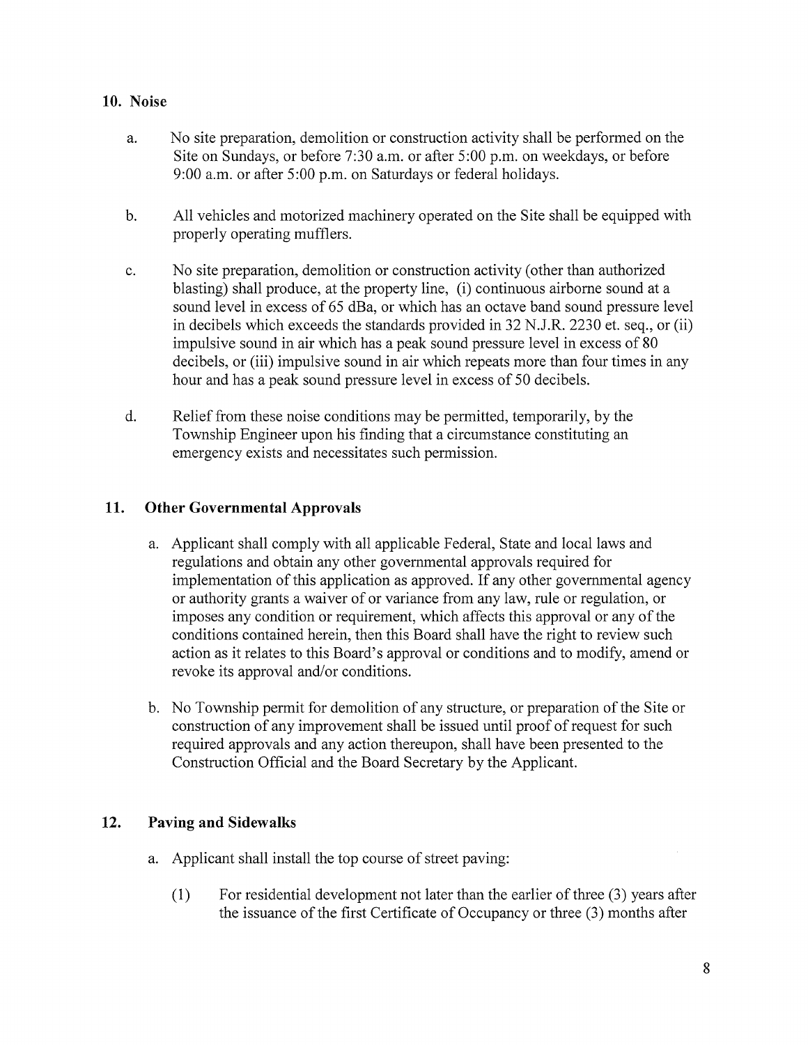## 10. Noise

a. No site preparation, demolition or construction activity shall be performed on the Site on Sundays, or before 7:30 a.m. or after 5:00 p.m. on weekdays, or before 9:00 a.m. or after 5:00 p.m. on Saturdays or federal holidays.

b. All vehicles and motorized machinery operated on the Site shall be equipped with properly operating mufflers.

c. No site preparation, demolition or construction activity (other than authorized blasting) shall produce, at the property line, (i) continuous airborne sound at a sound level in excess of 65 dBa, or which has an octave band sound pressure level in decibels which exceeds the standards provided in 32 N.J.R. 2230 et. seq., or (ii) impulsive sound in air which has a peak sound pressure level in excess of 80 decibels, or (iii) impulsive sound in air which repeats more than four times in any hour and has a peak sound pressure level in excess of 50 decibels.

d. Relief from these noise conditions may be permitted, temporarily, by the Township Engineer upon his finding that a circumstance constituting an emergency exists and necessitates such permission.

## 11. Other Governmental Approvals

a. Applicant shall comply with all applicable Federal, State and local laws and regulations and obtain any other governmental approvals required for implementation of this application as approved. If any other governmental agency or authority grants a waiver of or variance from any law, rule or regulation, or imposes any condition or requirement, which affects this approval or any of the conditions contained herein, then this Board shall have the right to review such action as it relates to this Board's approval or conditions and to modify, amend or revoke its approval and/or conditions.

b. No Township permit for demolition of any structure, or preparation of the Site or construction of any improvement shall be issued until proof of request for such required approvals and any action thereupon, shall have been presented to the Construction Official and the Board Secretary by the Applicant.

## 12. Paving and Sidewalks

a. Applicant shall install the top course of street paving:

(1) For residential development not later than the earlier of three (3) years after the issuance of the first Certificate of Occupancy or three (3) months after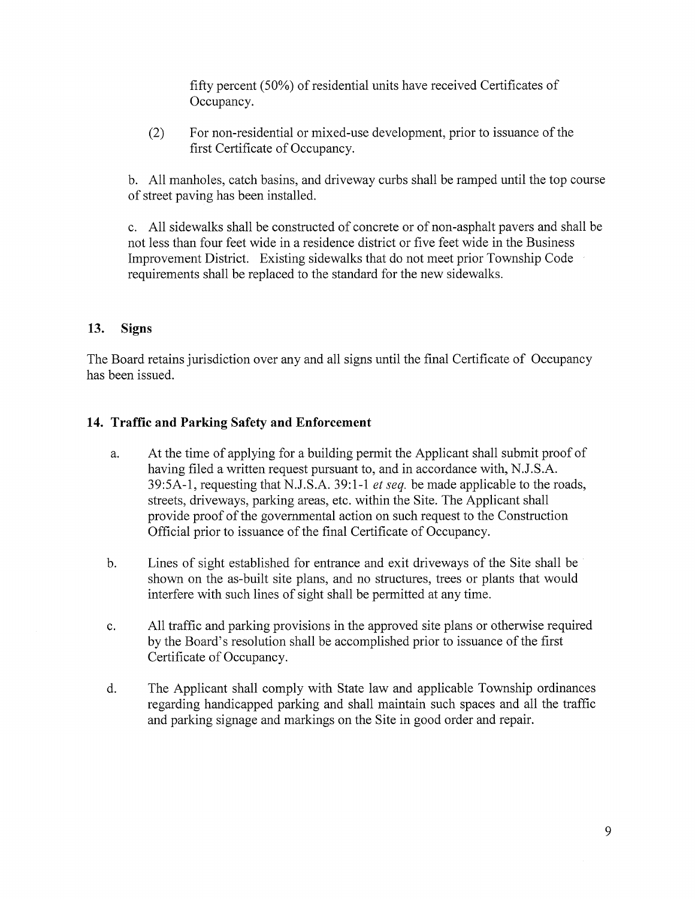fifty percent (50%) of residential units have received Certificates of Occupancy.

(2) For non-residential or mixed-use development, prior to issuance of the first Certificate of Occupancy.

b. All manholes, catch basins, and driveway curbs shall be ramped until the top course of street paving has been installed.

c. All sidewalks shall be constructed of concrete or of non-asphalt pavers and shall be not less than four feet wide in a residence district or five feet wide in the Business Improvement District. Existing sidewalks that do not meet prior Township Code requirements shall be replaced to the standard for the new sidewalks.

## 13. Signs

The Board retains jurisdiction over any and all signs until the final Certificate of Occupancy has been issued.

## 14. Traffic and Parking Safety and Enforcement

a. At the time of applying for a building permit the Applicant shall submit proof of having filed a written request pursuant to, and in accordance with, N.J.S.A. 39:5A-1, requesting that N.J.S.A. 39:1-1 *et seq.* be made applicable to the roads, streets, driveways, parking areas, etc. within the Site. The Applicant shall provide proof of the governmental action on such request to the Construction Official prior to issuance of the final Certificate of Occupancy.

b. Lines of sight established for entrance and exit driveways of the Site shall be shown on the as-built site plans, and no structures, trees or plants that would interfere with such lines of sight shall be permitted at any time.

c. All traffic and parking provisions in the approved site plans or otherwise required by the Board's resolution shall be accomplished prior to issuance of the first Certificate of Occupancy.

d. The Applicant shall comply with State law and applicable Township ordinances regarding handicapped parking and shall maintain such spaces and all the traffic and parking signage and markings on the Site in good order and repair.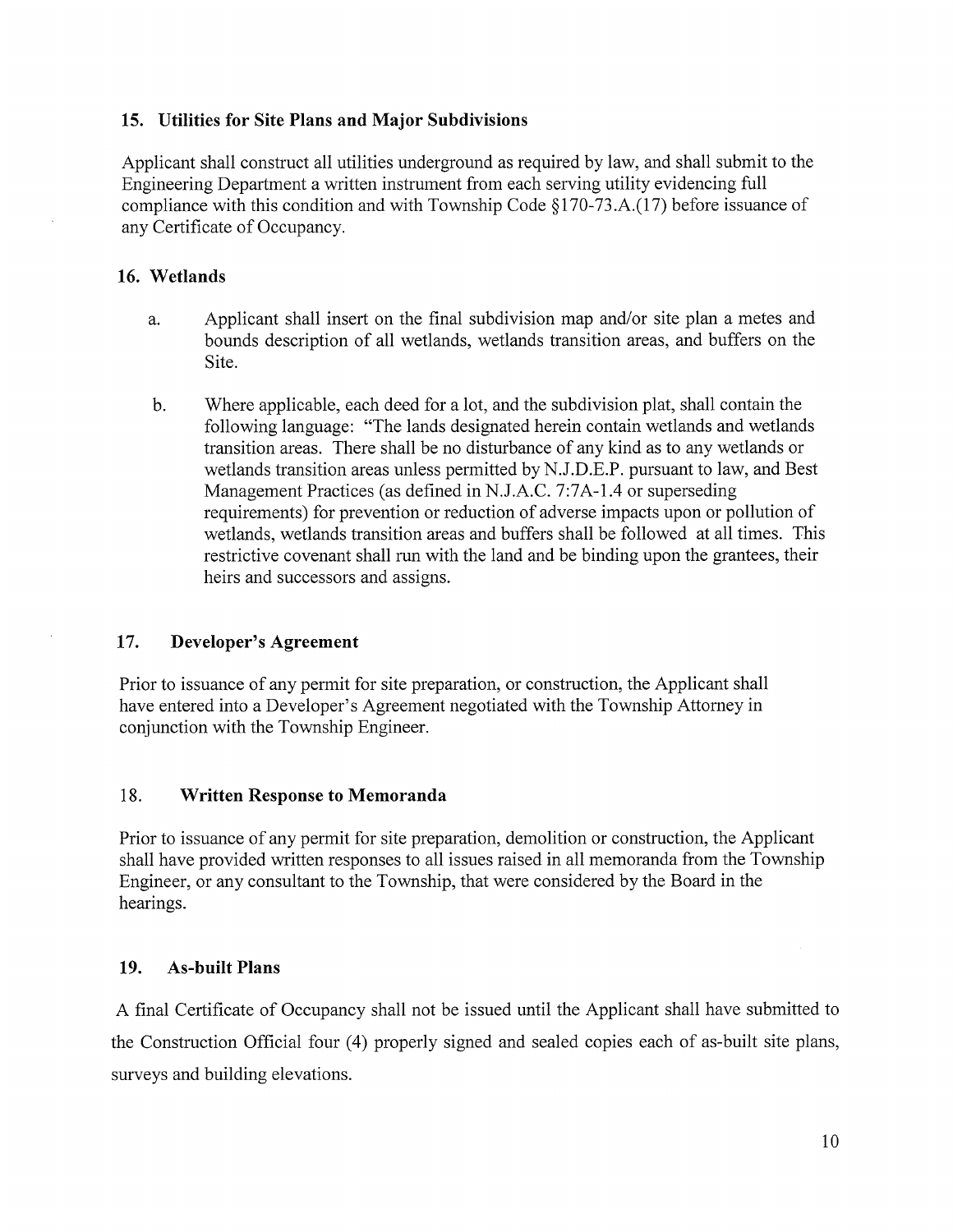## 15. Utilities for Site Plans and Major Subdivisions

Applicant shall construct all utilities underground as required by law, and shall submit to the Engineering Department a written instrument from each serving utility evidencing full compliance with this condition and with Township Code §170-73.A.(17) before issuance of any Certificate of Occupancy.

## 16. Wetlands

a. Applicant shall insert on the final subdivision map and/or site plan a metes and bounds description of all wetlands, wetlands transition areas, and buffers on the Site.

b. Where applicable, each deed for a lot, and the subdivision plat, shall contain the following language: "The lands designated herein contain wetlands and wetlands transition areas. There shall be no disturbance of any kind as to any wetlands or wetlands transition areas unless permitted by N.J.D.E.P. pursuant to law, and Best Management Practices (as defined in N.J.A.C. 7:7A-1.4 or superseding requirements) for prevention or reduction of adverse impacts upon or pollution of wetlands, wetlands transition areas and buffers shall be followed at all times. This restrictive covenant shall run with the land and be binding upon the grantees, their heirs and successors and assigns.

## 17. Developer's Agreement

Prior to issuance of any permit for site preparation, or construction, the Applicant shall have entered into a Developer's Agreement negotiated with the Township Attorney in conjunction with the Township Engineer.

## 18. Written Response to Memoranda

Prior to issuance of any permit for site preparation, demolition or construction, the Applicant shall have provided written responses to all issues raised in all memoranda from the Township Engineer, or any consultant to the Township, that were considered by the Board in the hearings.

## 19. As-built Plans

A final Certificate of Occupancy shall not be issued until the Applicant shall have submitted to the Construction Official four (4) properly signed and sealed copies each of as-built site plans, surveys and building elevations.